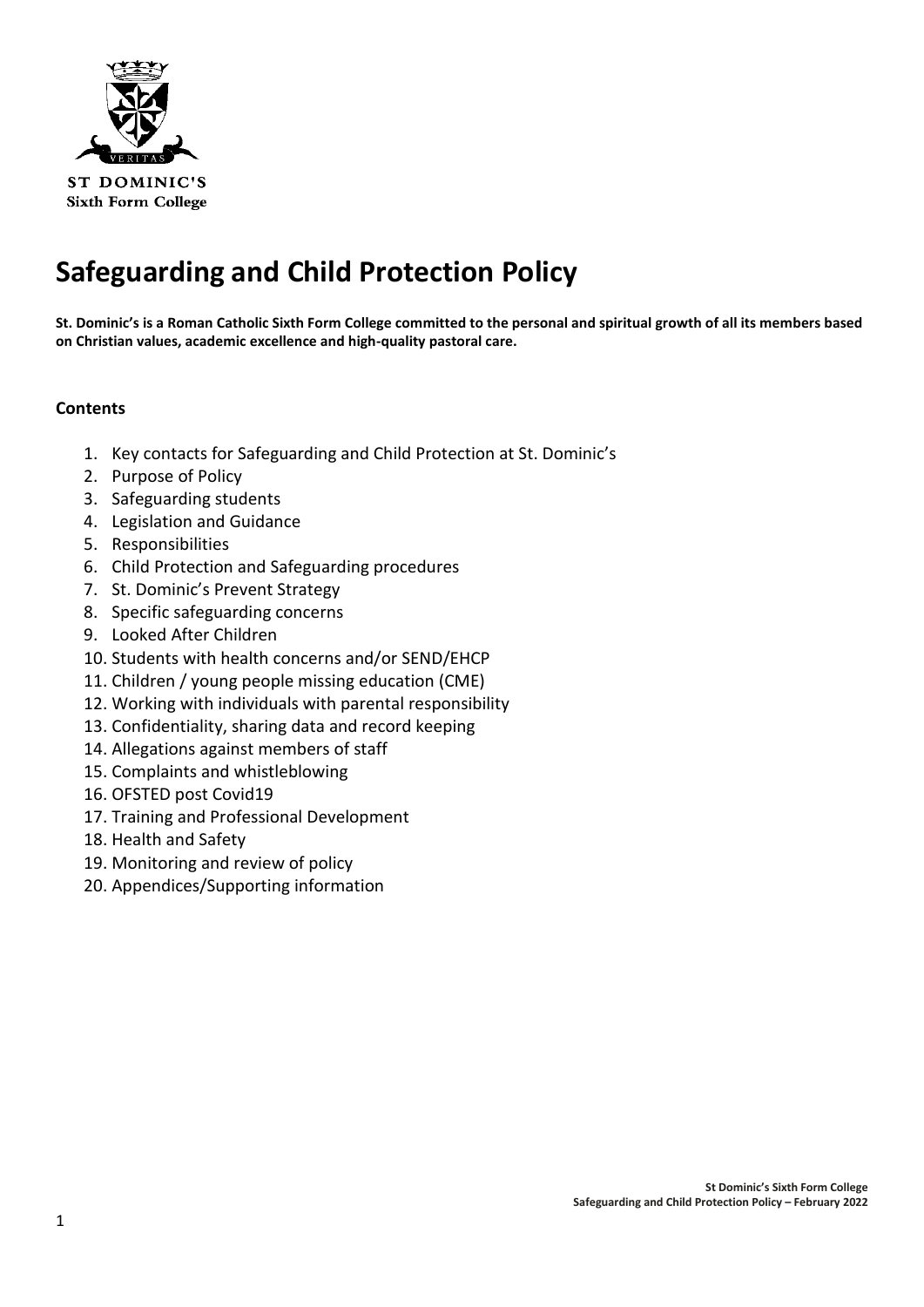ST DOMINIC'S
Sixth Form College

# Safeguarding and Child Protection Policy

**St. Dominic's is a Roman Catholic Sixth Form College committed to the personal and spiritual growth of all its members based on Christian values, academic excellence and high-quality pastoral care.**

**Contents**

1. Key contacts for Safeguarding and Child Protection at St. Dominic's
2. Purpose of Policy
3. Safeguarding students
4. Legislation and Guidance
5. Responsibilities
6. Child Protection and Safeguarding procedures
7. St. Dominic's Prevent Strategy
8. Specific safeguarding concerns
9. Looked After Children
10. Students with health concerns and/or SEND/EHCP
11. Children / young people missing education (CME)
12. Working with individuals with parental responsibility
13. Confidentiality, sharing data and record keeping
14. Allegations against members of staff
15. Complaints and whistleblowing
16. OFSTED post Covid19
17. Training and Professional Development
18. Health and Safety
19. Monitoring and review of policy
20. Appendices/Supporting information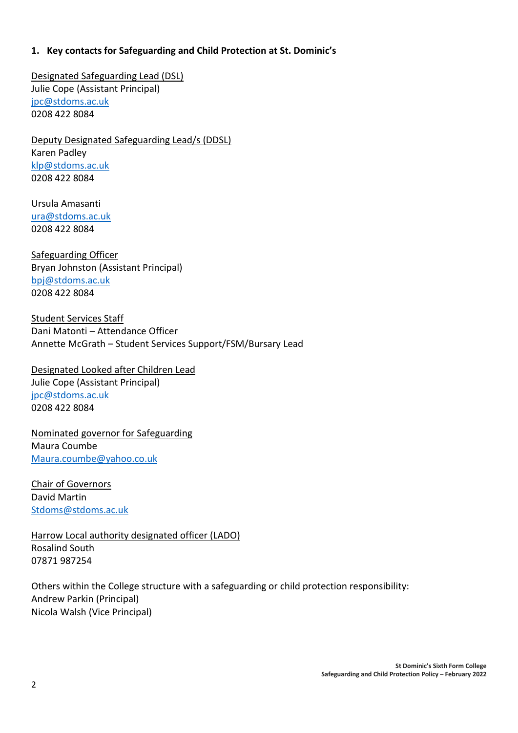## 1. Key contacts for Safeguarding and Child Protection at St. Dominic's

Designated Safeguarding Lead (DSL)
Julie Cope (Assistant Principal)
jpc@stdoms.ac.uk
0208 422 8084

Deputy Designated Safeguarding Lead/s (DDSL)
Karen Padley
klp@stdoms.ac.uk
0208 422 8084

Ursula Amasanti
ura@stdoms.ac.uk
0208 422 8084

Safeguarding Officer
Bryan Johnston (Assistant Principal)
bpj@stdoms.ac.uk
0208 422 8084

Student Services Staff
Dani Matonti – Attendance Officer
Annette McGrath – Student Services Support/FSM/Bursary Lead

Designated Looked after Children Lead
Julie Cope (Assistant Principal)
jpc@stdoms.ac.uk
0208 422 8084

Nominated governor for Safeguarding
Maura Coumbe
Maura.coumbe@yahoo.co.uk

Chair of Governors
David Martin
Stdoms@stdoms.ac.uk

Harrow Local authority designated officer (LADO)
Rosalind South
07871 987254

Others within the College structure with a safeguarding or child protection responsibility:
Andrew Parkin (Principal)
Nicola Walsh (Vice Principal)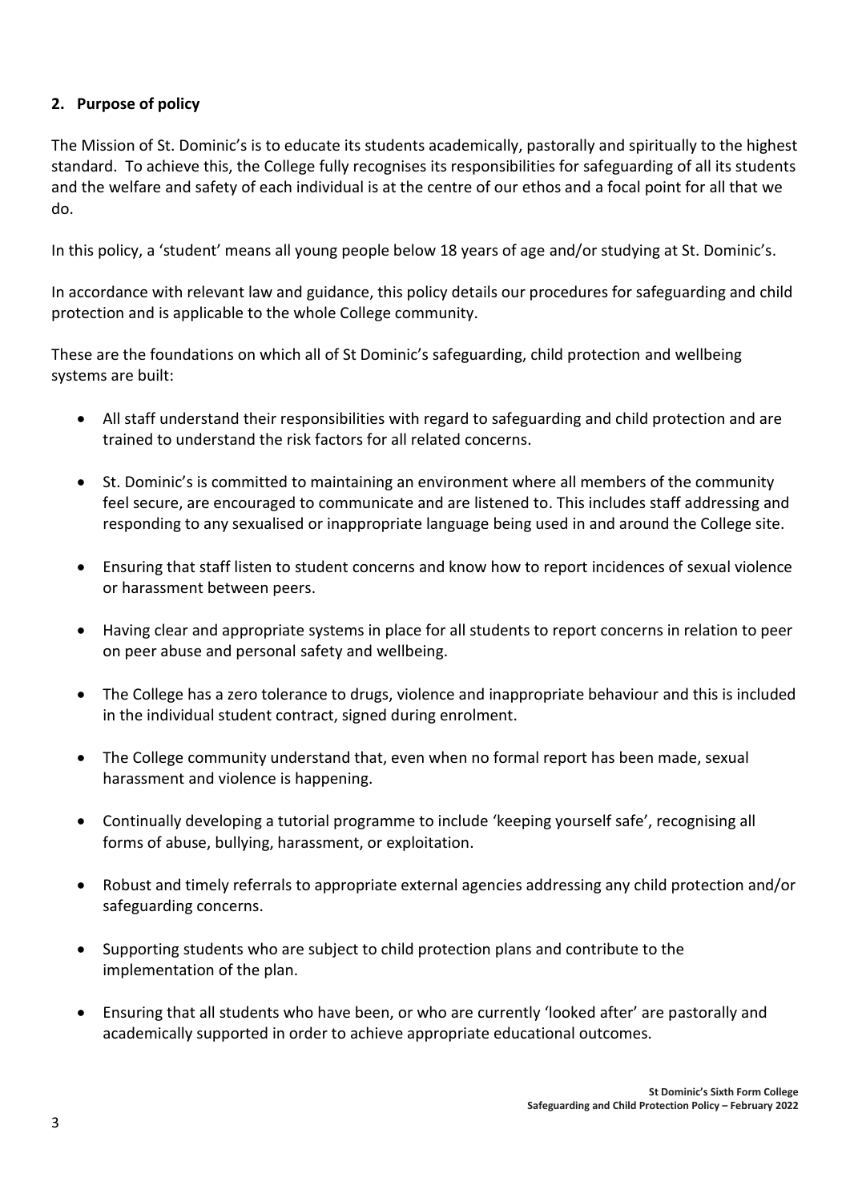## 2. Purpose of policy

The Mission of St. Dominic's is to educate its students academically, pastorally and spiritually to the highest standard. To achieve this, the College fully recognises its responsibilities for safeguarding of all its students and the welfare and safety of each individual is at the centre of our ethos and a focal point for all that we do.

In this policy, a 'student' means all young people below 18 years of age and/or studying at St. Dominic's.

In accordance with relevant law and guidance, this policy details our procedures for safeguarding and child protection and is applicable to the whole College community.

These are the foundations on which all of St Dominic's safeguarding, child protection and wellbeing systems are built:

- All staff understand their responsibilities with regard to safeguarding and child protection and are trained to understand the risk factors for all related concerns.
- St. Dominic's is committed to maintaining an environment where all members of the community feel secure, are encouraged to communicate and are listened to. This includes staff addressing and responding to any sexualised or inappropriate language being used in and around the College site.
- Ensuring that staff listen to student concerns and know how to report incidences of sexual violence or harassment between peers.
- Having clear and appropriate systems in place for all students to report concerns in relation to peer on peer abuse and personal safety and wellbeing.
- The College has a zero tolerance to drugs, violence and inappropriate behaviour and this is included in the individual student contract, signed during enrolment.
- The College community understand that, even when no formal report has been made, sexual harassment and violence is happening.
- Continually developing a tutorial programme to include 'keeping yourself safe', recognising all forms of abuse, bullying, harassment, or exploitation.
- Robust and timely referrals to appropriate external agencies addressing any child protection and/or safeguarding concerns.
- Supporting students who are subject to child protection plans and contribute to the implementation of the plan.
- Ensuring that all students who have been, or who are currently 'looked after' are pastorally and academically supported in order to achieve appropriate educational outcomes.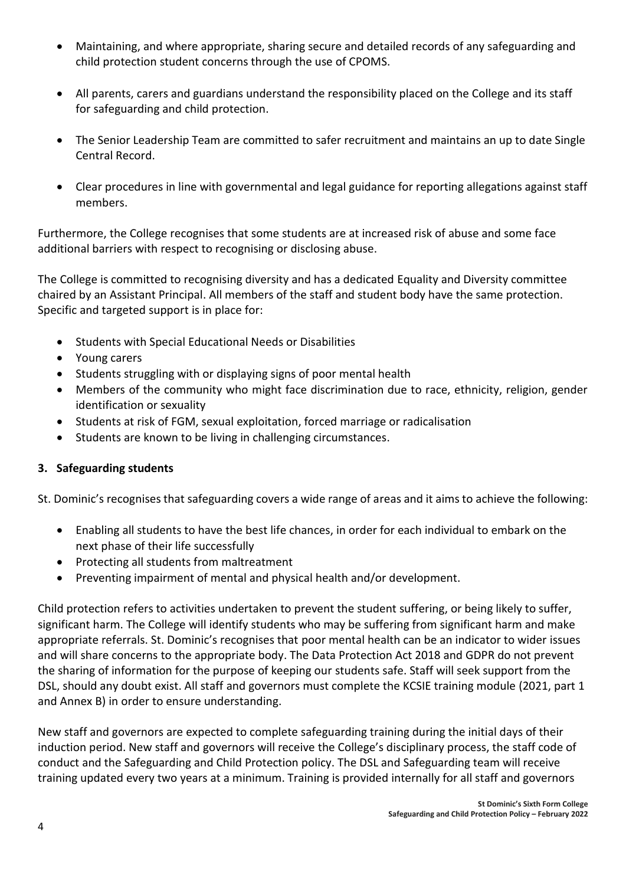- Maintaining, and where appropriate, sharing secure and detailed records of any safeguarding and child protection student concerns through the use of CPOMS.

- All parents, carers and guardians understand the responsibility placed on the College and its staff for safeguarding and child protection.

- The Senior Leadership Team are committed to safer recruitment and maintains an up to date Single Central Record.

- Clear procedures in line with governmental and legal guidance for reporting allegations against staff members.

Furthermore, the College recognises that some students are at increased risk of abuse and some face additional barriers with respect to recognising or disclosing abuse.

The College is committed to recognising diversity and has a dedicated Equality and Diversity committee chaired by an Assistant Principal. All members of the staff and student body have the same protection. Specific and targeted support is in place for:

- Students with Special Educational Needs or Disabilities
- Young carers
- Students struggling with or displaying signs of poor mental health
- Members of the community who might face discrimination due to race, ethnicity, religion, gender identification or sexuality
- Students at risk of FGM, sexual exploitation, forced marriage or radicalisation
- Students are known to be living in challenging circumstances.

## 3. Safeguarding students

St. Dominic's recognises that safeguarding covers a wide range of areas and it aims to achieve the following:

- Enabling all students to have the best life chances, in order for each individual to embark on the next phase of their life successfully
- Protecting all students from maltreatment
- Preventing impairment of mental and physical health and/or development.

Child protection refers to activities undertaken to prevent the student suffering, or being likely to suffer, significant harm. The College will identify students who may be suffering from significant harm and make appropriate referrals. St. Dominic's recognises that poor mental health can be an indicator to wider issues and will share concerns to the appropriate body. The Data Protection Act 2018 and GDPR do not prevent the sharing of information for the purpose of keeping our students safe. Staff will seek support from the DSL, should any doubt exist. All staff and governors must complete the KCSIE training module (2021, part 1 and Annex B) in order to ensure understanding.

New staff and governors are expected to complete safeguarding training during the initial days of their induction period. New staff and governors will receive the College's disciplinary process, the staff code of conduct and the Safeguarding and Child Protection policy. The DSL and Safeguarding team will receive training updated every two years at a minimum. Training is provided internally for all staff and governors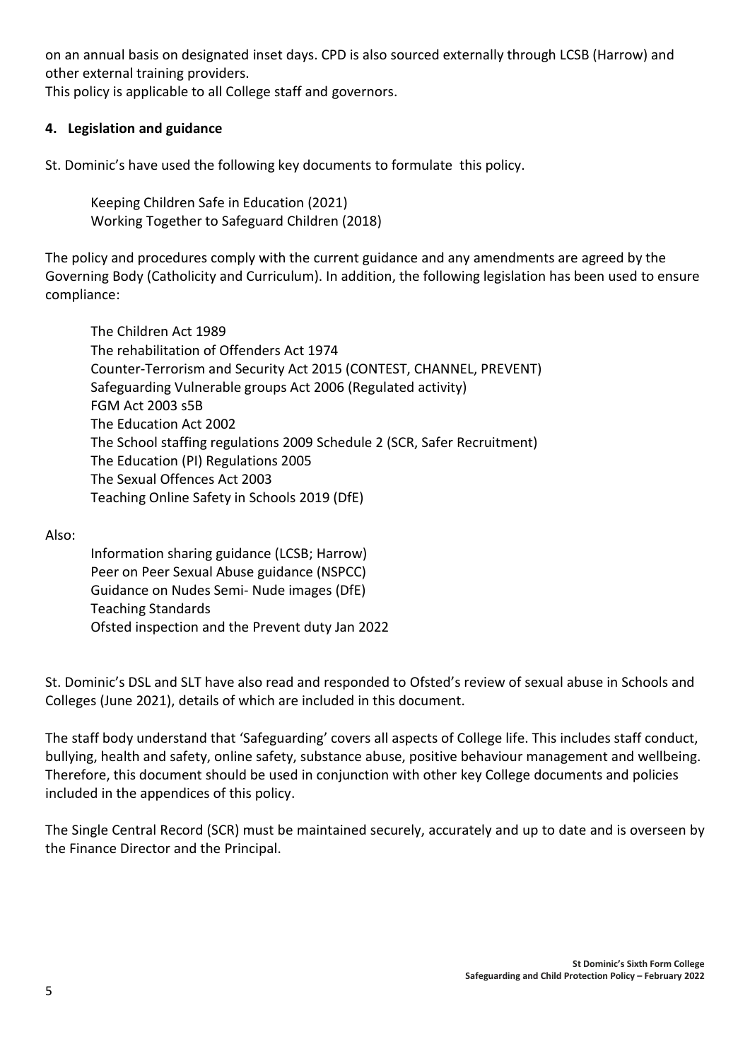on an annual basis on designated inset days. CPD is also sourced externally through LCSB (Harrow) and other external training providers.
This policy is applicable to all College staff and governors.

## 4. Legislation and guidance

St. Dominic's have used the following key documents to formulate this policy.

Keeping Children Safe in Education (2021)
Working Together to Safeguard Children (2018)

The policy and procedures comply with the current guidance and any amendments are agreed by the Governing Body (Catholicity and Curriculum). In addition, the following legislation has been used to ensure compliance:

The Children Act 1989
The rehabilitation of Offenders Act 1974
Counter-Terrorism and Security Act 2015 (CONTEST, CHANNEL, PREVENT)
Safeguarding Vulnerable groups Act 2006 (Regulated activity)
FGM Act 2003 s5B
The Education Act 2002
The School staffing regulations 2009 Schedule 2 (SCR, Safer Recruitment)
The Education (PI) Regulations 2005
The Sexual Offences Act 2003
Teaching Online Safety in Schools 2019 (DfE)

Also:

Information sharing guidance (LCSB; Harrow)
Peer on Peer Sexual Abuse guidance (NSPCC)
Guidance on Nudes Semi- Nude images (DfE)
Teaching Standards
Ofsted inspection and the Prevent duty Jan 2022

St. Dominic's DSL and SLT have also read and responded to Ofsted's review of sexual abuse in Schools and Colleges (June 2021), details of which are included in this document.

The staff body understand that 'Safeguarding' covers all aspects of College life. This includes staff conduct, bullying, health and safety, online safety, substance abuse, positive behaviour management and wellbeing. Therefore, this document should be used in conjunction with other key College documents and policies included in the appendices of this policy.

The Single Central Record (SCR) must be maintained securely, accurately and up to date and is overseen by the Finance Director and the Principal.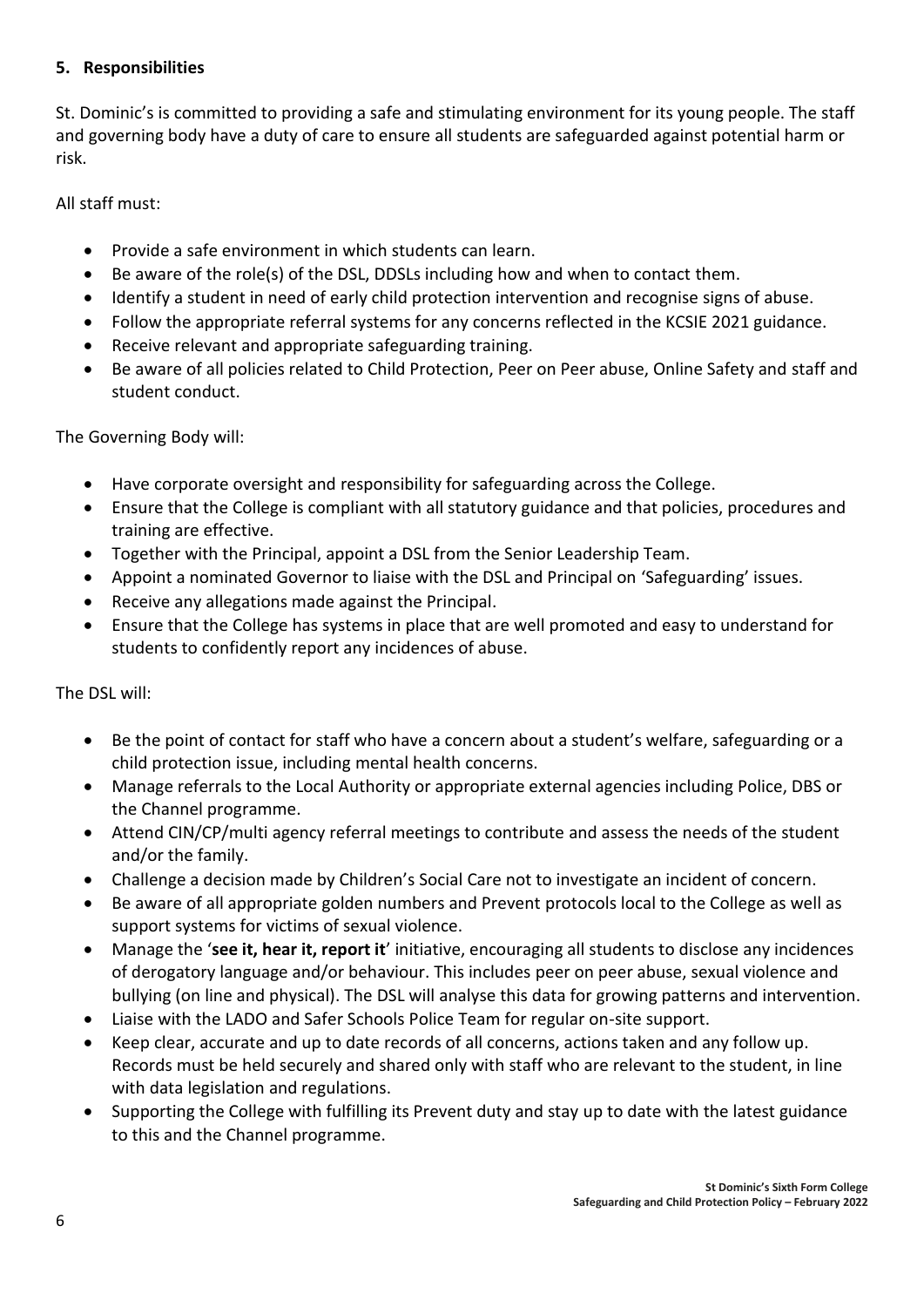## 5. Responsibilities

St. Dominic's is committed to providing a safe and stimulating environment for its young people. The staff and governing body have a duty of care to ensure all students are safeguarded against potential harm or risk.

All staff must:

- Provide a safe environment in which students can learn.
- Be aware of the role(s) of the DSL, DDSLs including how and when to contact them.
- Identify a student in need of early child protection intervention and recognise signs of abuse.
- Follow the appropriate referral systems for any concerns reflected in the KCSIE 2021 guidance.
- Receive relevant and appropriate safeguarding training.
- Be aware of all policies related to Child Protection, Peer on Peer abuse, Online Safety and staff and student conduct.

The Governing Body will:

- Have corporate oversight and responsibility for safeguarding across the College.
- Ensure that the College is compliant with all statutory guidance and that policies, procedures and training are effective.
- Together with the Principal, appoint a DSL from the Senior Leadership Team.
- Appoint a nominated Governor to liaise with the DSL and Principal on 'Safeguarding' issues.
- Receive any allegations made against the Principal.
- Ensure that the College has systems in place that are well promoted and easy to understand for students to confidently report any incidences of abuse.

The DSL will:

- Be the point of contact for staff who have a concern about a student's welfare, safeguarding or a child protection issue, including mental health concerns.
- Manage referrals to the Local Authority or appropriate external agencies including Police, DBS or the Channel programme.
- Attend CIN/CP/multi agency referral meetings to contribute and assess the needs of the student and/or the family.
- Challenge a decision made by Children's Social Care not to investigate an incident of concern.
- Be aware of all appropriate golden numbers and Prevent protocols local to the College as well as support systems for victims of sexual violence.
- Manage the '**see it, hear it, report it**' initiative, encouraging all students to disclose any incidences of derogatory language and/or behaviour. This includes peer on peer abuse, sexual violence and bullying (on line and physical). The DSL will analyse this data for growing patterns and intervention.
- Liaise with the LADO and Safer Schools Police Team for regular on-site support.
- Keep clear, accurate and up to date records of all concerns, actions taken and any follow up. Records must be held securely and shared only with staff who are relevant to the student, in line with data legislation and regulations.
- Supporting the College with fulfilling its Prevent duty and stay up to date with the latest guidance to this and the Channel programme.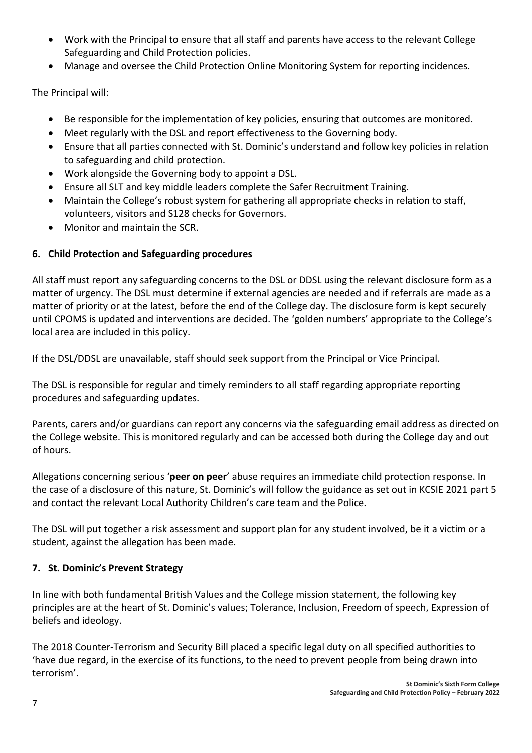- Work with the Principal to ensure that all staff and parents have access to the relevant College Safeguarding and Child Protection policies.
- Manage and oversee the Child Protection Online Monitoring System for reporting incidences.

The Principal will:

- Be responsible for the implementation of key policies, ensuring that outcomes are monitored.
- Meet regularly with the DSL and report effectiveness to the Governing body.
- Ensure that all parties connected with St. Dominic's understand and follow key policies in relation to safeguarding and child protection.
- Work alongside the Governing body to appoint a DSL.
- Ensure all SLT and key middle leaders complete the Safer Recruitment Training.
- Maintain the College's robust system for gathering all appropriate checks in relation to staff, volunteers, visitors and S128 checks for Governors.
- Monitor and maintain the SCR.

## 6. Child Protection and Safeguarding procedures

All staff must report any safeguarding concerns to the DSL or DDSL using the relevant disclosure form as a matter of urgency. The DSL must determine if external agencies are needed and if referrals are made as a matter of priority or at the latest, before the end of the College day. The disclosure form is kept securely until CPOMS is updated and interventions are decided. The 'golden numbers' appropriate to the College's local area are included in this policy.

If the DSL/DDSL are unavailable, staff should seek support from the Principal or Vice Principal.

The DSL is responsible for regular and timely reminders to all staff regarding appropriate reporting procedures and safeguarding updates.

Parents, carers and/or guardians can report any concerns via the safeguarding email address as directed on the College website. This is monitored regularly and can be accessed both during the College day and out of hours.

Allegations concerning serious '**peer on peer**' abuse requires an immediate child protection response. In the case of a disclosure of this nature, St. Dominic's will follow the guidance as set out in KCSIE 2021 part 5 and contact the relevant Local Authority Children's care team and the Police.

The DSL will put together a risk assessment and support plan for any student involved, be it a victim or a student, against the allegation has been made.

## 7. St. Dominic's Prevent Strategy

In line with both fundamental British Values and the College mission statement, the following key principles are at the heart of St. Dominic's values; Tolerance, Inclusion, Freedom of speech, Expression of beliefs and ideology.

The 2018 Counter-Terrorism and Security Bill placed a specific legal duty on all specified authorities to 'have due regard, in the exercise of its functions, to the need to prevent people from being drawn into terrorism'.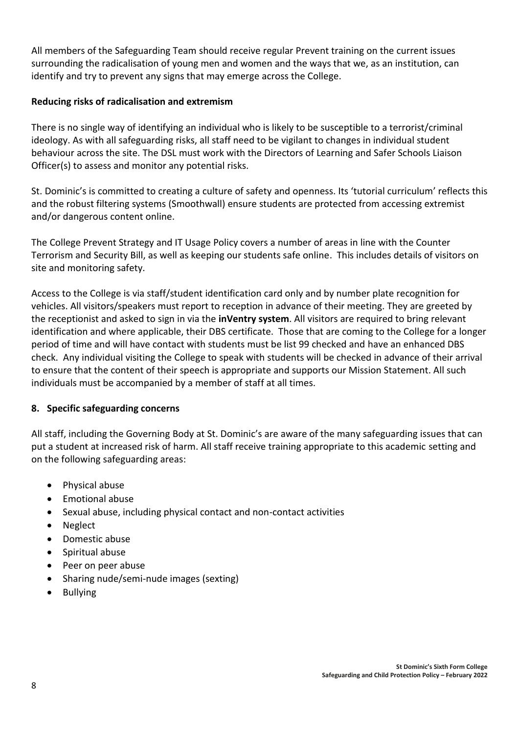All members of the Safeguarding Team should receive regular Prevent training on the current issues surrounding the radicalisation of young men and women and the ways that we, as an institution, can identify and try to prevent any signs that may emerge across the College.

**Reducing risks of radicalisation and extremism**

There is no single way of identifying an individual who is likely to be susceptible to a terrorist/criminal ideology. As with all safeguarding risks, all staff need to be vigilant to changes in individual student behaviour across the site. The DSL must work with the Directors of Learning and Safer Schools Liaison Officer(s) to assess and monitor any potential risks.

St. Dominic's is committed to creating a culture of safety and openness. Its 'tutorial curriculum' reflects this and the robust filtering systems (Smoothwall) ensure students are protected from accessing extremist and/or dangerous content online.

The College Prevent Strategy and IT Usage Policy covers a number of areas in line with the Counter Terrorism and Security Bill, as well as keeping our students safe online. This includes details of visitors on site and monitoring safety.

Access to the College is via staff/student identification card only and by number plate recognition for vehicles. All visitors/speakers must report to reception in advance of their meeting. They are greeted by the receptionist and asked to sign in via the **inVentry system**. All visitors are required to bring relevant identification and where applicable, their DBS certificate. Those that are coming to the College for a longer period of time and will have contact with students must be list 99 checked and have an enhanced DBS check. Any individual visiting the College to speak with students will be checked in advance of their arrival to ensure that the content of their speech is appropriate and supports our Mission Statement. All such individuals must be accompanied by a member of staff at all times.

## 8. Specific safeguarding concerns

All staff, including the Governing Body at St. Dominic's are aware of the many safeguarding issues that can put a student at increased risk of harm. All staff receive training appropriate to this academic setting and on the following safeguarding areas:

- Physical abuse
- Emotional abuse
- Sexual abuse, including physical contact and non-contact activities
- Neglect
- Domestic abuse
- Spiritual abuse
- Peer on peer abuse
- Sharing nude/semi-nude images (sexting)
- Bullying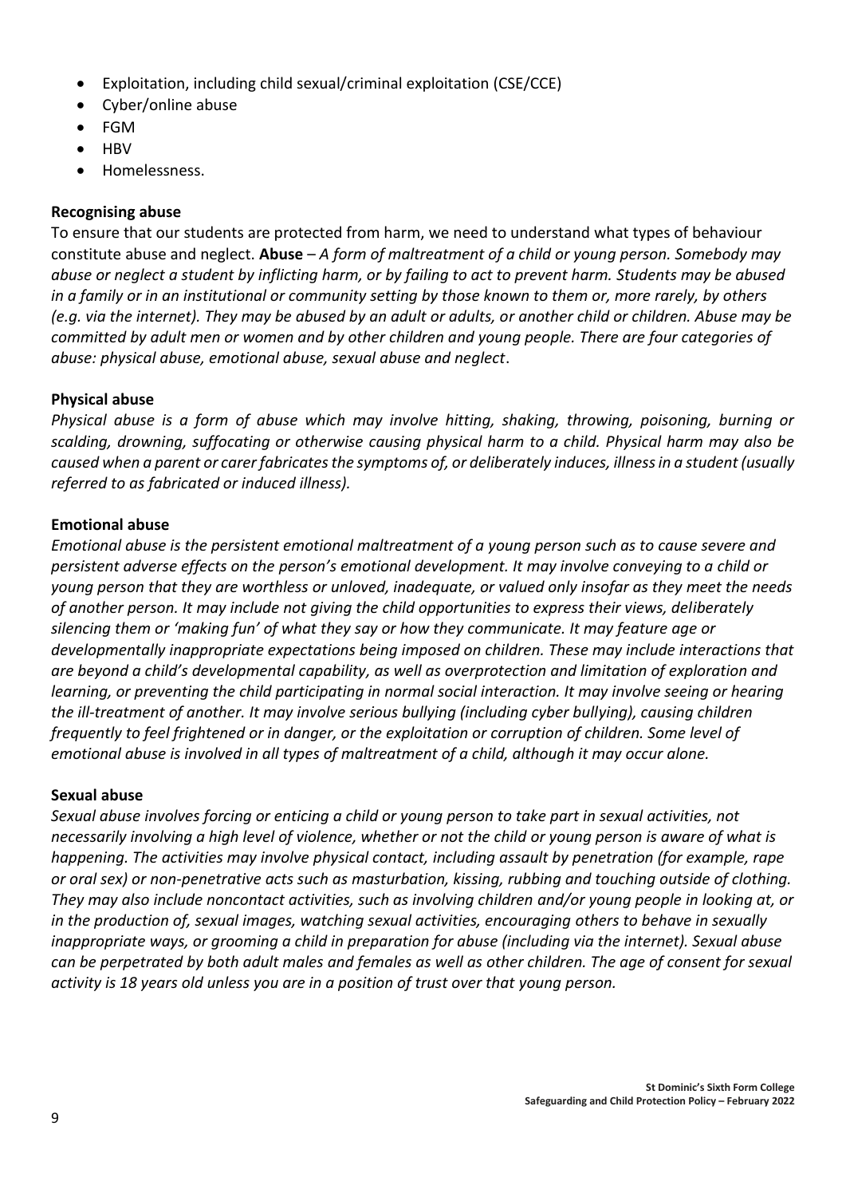- Exploitation, including child sexual/criminal exploitation (CSE/CCE)
- Cyber/online abuse
- FGM
- HBV
- Homelessness.

**Recognising abuse**

To ensure that our students are protected from harm, we need to understand what types of behaviour constitute abuse and neglect. **Abuse** – *A form of maltreatment of a child or young person. Somebody may abuse or neglect a student by inflicting harm, or by failing to act to prevent harm. Students may be abused in a family or in an institutional or community setting by those known to them or, more rarely, by others (e.g. via the internet). They may be abused by an adult or adults, or another child or children. Abuse may be committed by adult men or women and by other children and young people. There are four categories of abuse: physical abuse, emotional abuse, sexual abuse and neglect*.

**Physical abuse**

*Physical abuse is a form of abuse which may involve hitting, shaking, throwing, poisoning, burning or scalding, drowning, suffocating or otherwise causing physical harm to a child. Physical harm may also be caused when a parent or carer fabricates the symptoms of, or deliberately induces, illness in a student (usually referred to as fabricated or induced illness).*

**Emotional abuse**

*Emotional abuse is the persistent emotional maltreatment of a young person such as to cause severe and persistent adverse effects on the person's emotional development. It may involve conveying to a child or young person that they are worthless or unloved, inadequate, or valued only insofar as they meet the needs of another person. It may include not giving the child opportunities to express their views, deliberately silencing them or 'making fun' of what they say or how they communicate. It may feature age or developmentally inappropriate expectations being imposed on children. These may include interactions that are beyond a child's developmental capability, as well as overprotection and limitation of exploration and learning, or preventing the child participating in normal social interaction. It may involve seeing or hearing the ill-treatment of another. It may involve serious bullying (including cyber bullying), causing children frequently to feel frightened or in danger, or the exploitation or corruption of children. Some level of emotional abuse is involved in all types of maltreatment of a child, although it may occur alone.*

**Sexual abuse**

*Sexual abuse involves forcing or enticing a child or young person to take part in sexual activities, not necessarily involving a high level of violence, whether or not the child or young person is aware of what is happening. The activities may involve physical contact, including assault by penetration (for example, rape or oral sex) or non-penetrative acts such as masturbation, kissing, rubbing and touching outside of clothing. They may also include noncontact activities, such as involving children and/or young people in looking at, or in the production of, sexual images, watching sexual activities, encouraging others to behave in sexually inappropriate ways, or grooming a child in preparation for abuse (including via the internet). Sexual abuse can be perpetrated by both adult males and females as well as other children. The age of consent for sexual activity is 18 years old unless you are in a position of trust over that young person.*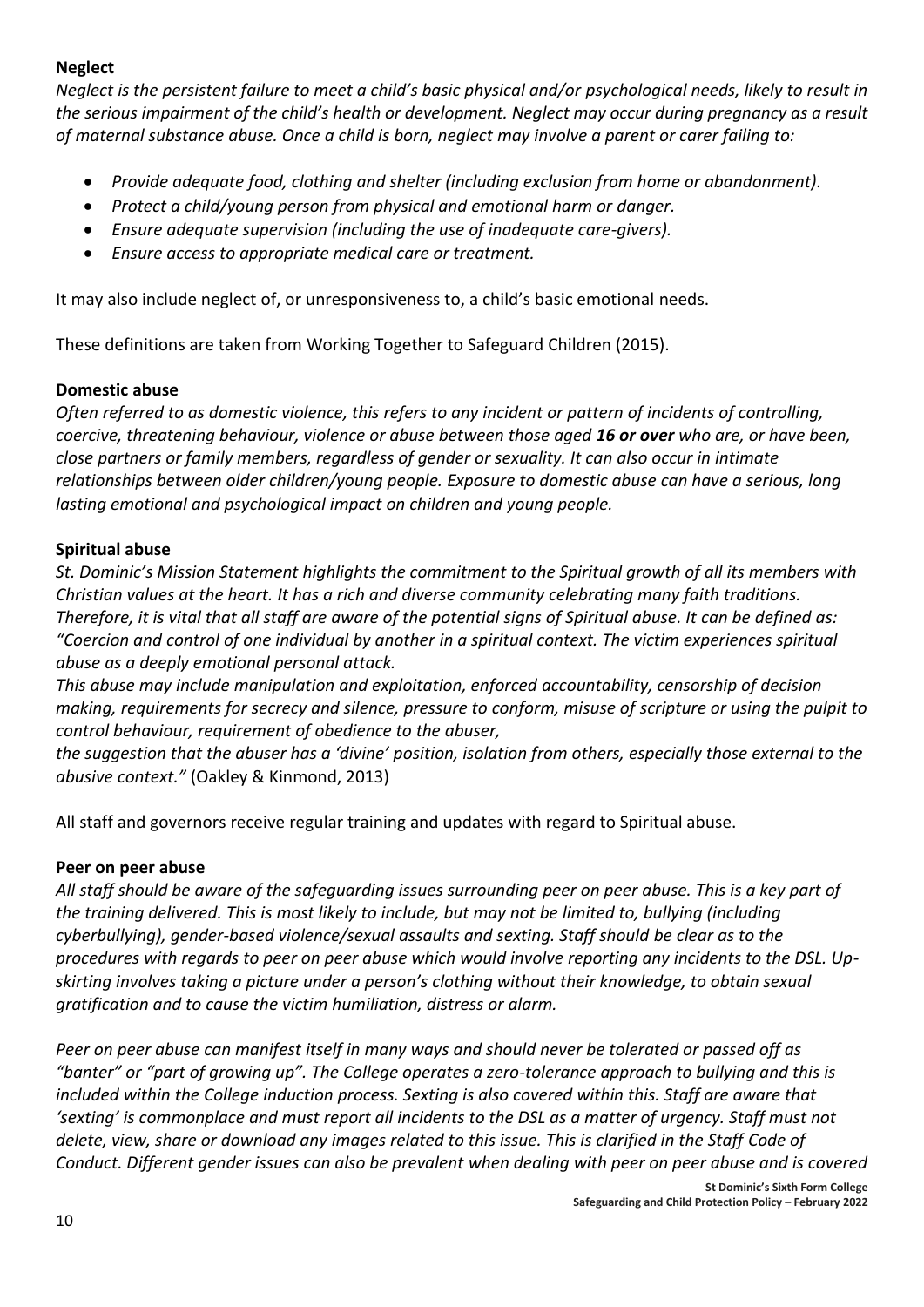**Neglect**

*Neglect is the persistent failure to meet a child's basic physical and/or psychological needs, likely to result in the serious impairment of the child's health or development. Neglect may occur during pregnancy as a result of maternal substance abuse. Once a child is born, neglect may involve a parent or carer failing to:*

- *Provide adequate food, clothing and shelter (including exclusion from home or abandonment).*
- *Protect a child/young person from physical and emotional harm or danger.*
- *Ensure adequate supervision (including the use of inadequate care-givers).*
- *Ensure access to appropriate medical care or treatment.*

It may also include neglect of, or unresponsiveness to, a child's basic emotional needs.

These definitions are taken from Working Together to Safeguard Children (2015).

**Domestic abuse**

*Often referred to as domestic violence, this refers to any incident or pattern of incidents of controlling, coercive, threatening behaviour, violence or abuse between those aged **16 or over** who are, or have been, close partners or family members, regardless of gender or sexuality. It can also occur in intimate relationships between older children/young people. Exposure to domestic abuse can have a serious, long lasting emotional and psychological impact on children and young people.*

**Spiritual abuse**

*St. Dominic's Mission Statement highlights the commitment to the Spiritual growth of all its members with Christian values at the heart. It has a rich and diverse community celebrating many faith traditions. Therefore, it is vital that all staff are aware of the potential signs of Spiritual abuse. It can be defined as: "Coercion and control of one individual by another in a spiritual context. The victim experiences spiritual abuse as a deeply emotional personal attack.*

*This abuse may include manipulation and exploitation, enforced accountability, censorship of decision making, requirements for secrecy and silence, pressure to conform, misuse of scripture or using the pulpit to control behaviour, requirement of obedience to the abuser,*

*the suggestion that the abuser has a 'divine' position, isolation from others, especially those external to the abusive context."* (Oakley & Kinmond, 2013)

All staff and governors receive regular training and updates with regard to Spiritual abuse.

**Peer on peer abuse**

*All staff should be aware of the safeguarding issues surrounding peer on peer abuse. This is a key part of the training delivered. This is most likely to include, but may not be limited to, bullying (including cyberbullying), gender-based violence/sexual assaults and sexting. Staff should be clear as to the procedures with regards to peer on peer abuse which would involve reporting any incidents to the DSL. Up-skirting involves taking a picture under a person's clothing without their knowledge, to obtain sexual gratification and to cause the victim humiliation, distress or alarm.*

*Peer on peer abuse can manifest itself in many ways and should never be tolerated or passed off as "banter" or "part of growing up". The College operates a zero-tolerance approach to bullying and this is included within the College induction process. Sexting is also covered within this. Staff are aware that 'sexting' is commonplace and must report all incidents to the DSL as a matter of urgency. Staff must not delete, view, share or download any images related to this issue. This is clarified in the Staff Code of Conduct. Different gender issues can also be prevalent when dealing with peer on peer abuse and is covered*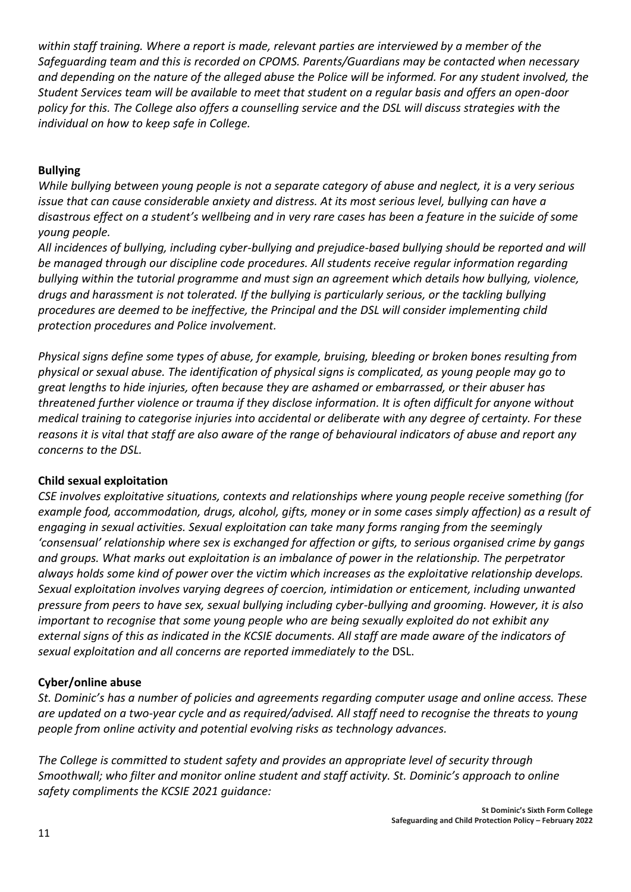*within staff training. Where a report is made, relevant parties are interviewed by a member of the Safeguarding team and this is recorded on CPOMS. Parents/Guardians may be contacted when necessary and depending on the nature of the alleged abuse the Police will be informed. For any student involved, the Student Services team will be available to meet that student on a regular basis and offers an open-door policy for this. The College also offers a counselling service and the DSL will discuss strategies with the individual on how to keep safe in College.*

**Bullying**

*While bullying between young people is not a separate category of abuse and neglect, it is a very serious issue that can cause considerable anxiety and distress. At its most serious level, bullying can have a disastrous effect on a student's wellbeing and in very rare cases has been a feature in the suicide of some young people.*

*All incidences of bullying, including cyber-bullying and prejudice-based bullying should be reported and will be managed through our discipline code procedures. All students receive regular information regarding bullying within the tutorial programme and must sign an agreement which details how bullying, violence, drugs and harassment is not tolerated. If the bullying is particularly serious, or the tackling bullying procedures are deemed to be ineffective, the Principal and the DSL will consider implementing child protection procedures and Police involvement.*

*Physical signs define some types of abuse, for example, bruising, bleeding or broken bones resulting from physical or sexual abuse. The identification of physical signs is complicated, as young people may go to great lengths to hide injuries, often because they are ashamed or embarrassed, or their abuser has threatened further violence or trauma if they disclose information. It is often difficult for anyone without medical training to categorise injuries into accidental or deliberate with any degree of certainty. For these reasons it is vital that staff are also aware of the range of behavioural indicators of abuse and report any concerns to the DSL.*

**Child sexual exploitation**

*CSE involves exploitative situations, contexts and relationships where young people receive something (for example food, accommodation, drugs, alcohol, gifts, money or in some cases simply affection) as a result of engaging in sexual activities. Sexual exploitation can take many forms ranging from the seemingly 'consensual' relationship where sex is exchanged for affection or gifts, to serious organised crime by gangs and groups. What marks out exploitation is an imbalance of power in the relationship. The perpetrator always holds some kind of power over the victim which increases as the exploitative relationship develops. Sexual exploitation involves varying degrees of coercion, intimidation or enticement, including unwanted pressure from peers to have sex, sexual bullying including cyber-bullying and grooming. However, it is also important to recognise that some young people who are being sexually exploited do not exhibit any external signs of this as indicated in the KCSIE documents. All staff are made aware of the indicators of sexual exploitation and all concerns are reported immediately to the* DSL.

**Cyber/online abuse**

*St. Dominic's has a number of policies and agreements regarding computer usage and online access. These are updated on a two-year cycle and as required/advised. All staff need to recognise the threats to young people from online activity and potential evolving risks as technology advances.*

*The College is committed to student safety and provides an appropriate level of security through Smoothwall; who filter and monitor online student and staff activity. St. Dominic's approach to online safety compliments the KCSIE 2021 guidance:*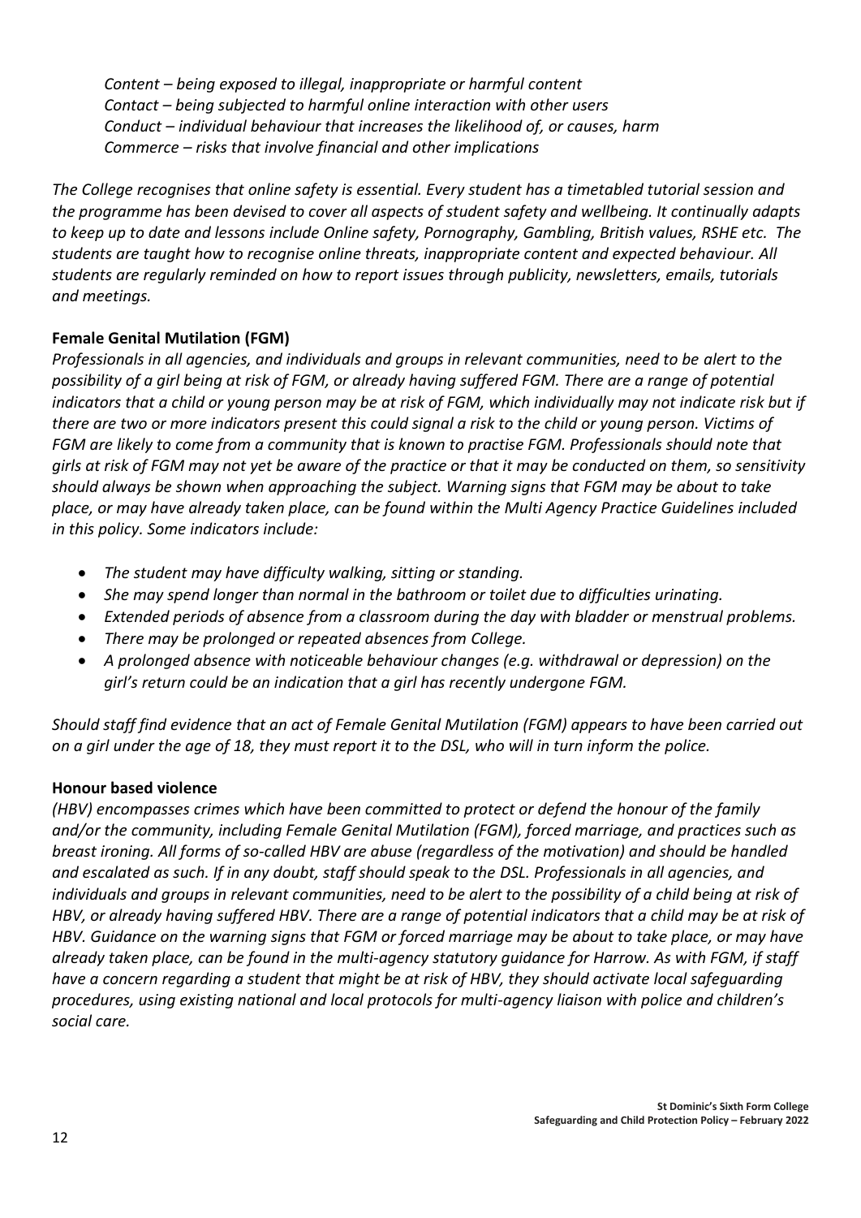*Content – being exposed to illegal, inappropriate or harmful content*
*Contact – being subjected to harmful online interaction with other users*
*Conduct – individual behaviour that increases the likelihood of, or causes, harm*
*Commerce – risks that involve financial and other implications*

*The College recognises that online safety is essential. Every student has a timetabled tutorial session and the programme has been devised to cover all aspects of student safety and wellbeing. It continually adapts to keep up to date and lessons include Online safety, Pornography, Gambling, British values, RSHE etc. The students are taught how to recognise online threats, inappropriate content and expected behaviour. All students are regularly reminded on how to report issues through publicity, newsletters, emails, tutorials and meetings.*

**Female Genital Mutilation (FGM)**

*Professionals in all agencies, and individuals and groups in relevant communities, need to be alert to the possibility of a girl being at risk of FGM, or already having suffered FGM. There are a range of potential indicators that a child or young person may be at risk of FGM, which individually may not indicate risk but if there are two or more indicators present this could signal a risk to the child or young person. Victims of FGM are likely to come from a community that is known to practise FGM. Professionals should note that girls at risk of FGM may not yet be aware of the practice or that it may be conducted on them, so sensitivity should always be shown when approaching the subject. Warning signs that FGM may be about to take place, or may have already taken place, can be found within the Multi Agency Practice Guidelines included in this policy. Some indicators include:*

- *The student may have difficulty walking, sitting or standing.*
- *She may spend longer than normal in the bathroom or toilet due to difficulties urinating.*
- *Extended periods of absence from a classroom during the day with bladder or menstrual problems.*
- *There may be prolonged or repeated absences from College.*
- *A prolonged absence with noticeable behaviour changes (e.g. withdrawal or depression) on the girl's return could be an indication that a girl has recently undergone FGM.*

*Should staff find evidence that an act of Female Genital Mutilation (FGM) appears to have been carried out on a girl under the age of 18, they must report it to the DSL, who will in turn inform the police.*

**Honour based violence**

*(HBV) encompasses crimes which have been committed to protect or defend the honour of the family and/or the community, including Female Genital Mutilation (FGM), forced marriage, and practices such as breast ironing. All forms of so-called HBV are abuse (regardless of the motivation) and should be handled and escalated as such. If in any doubt, staff should speak to the DSL. Professionals in all agencies, and individuals and groups in relevant communities, need to be alert to the possibility of a child being at risk of HBV, or already having suffered HBV. There are a range of potential indicators that a child may be at risk of HBV. Guidance on the warning signs that FGM or forced marriage may be about to take place, or may have already taken place, can be found in the multi-agency statutory guidance for Harrow. As with FGM, if staff have a concern regarding a student that might be at risk of HBV, they should activate local safeguarding procedures, using existing national and local protocols for multi-agency liaison with police and children's social care.*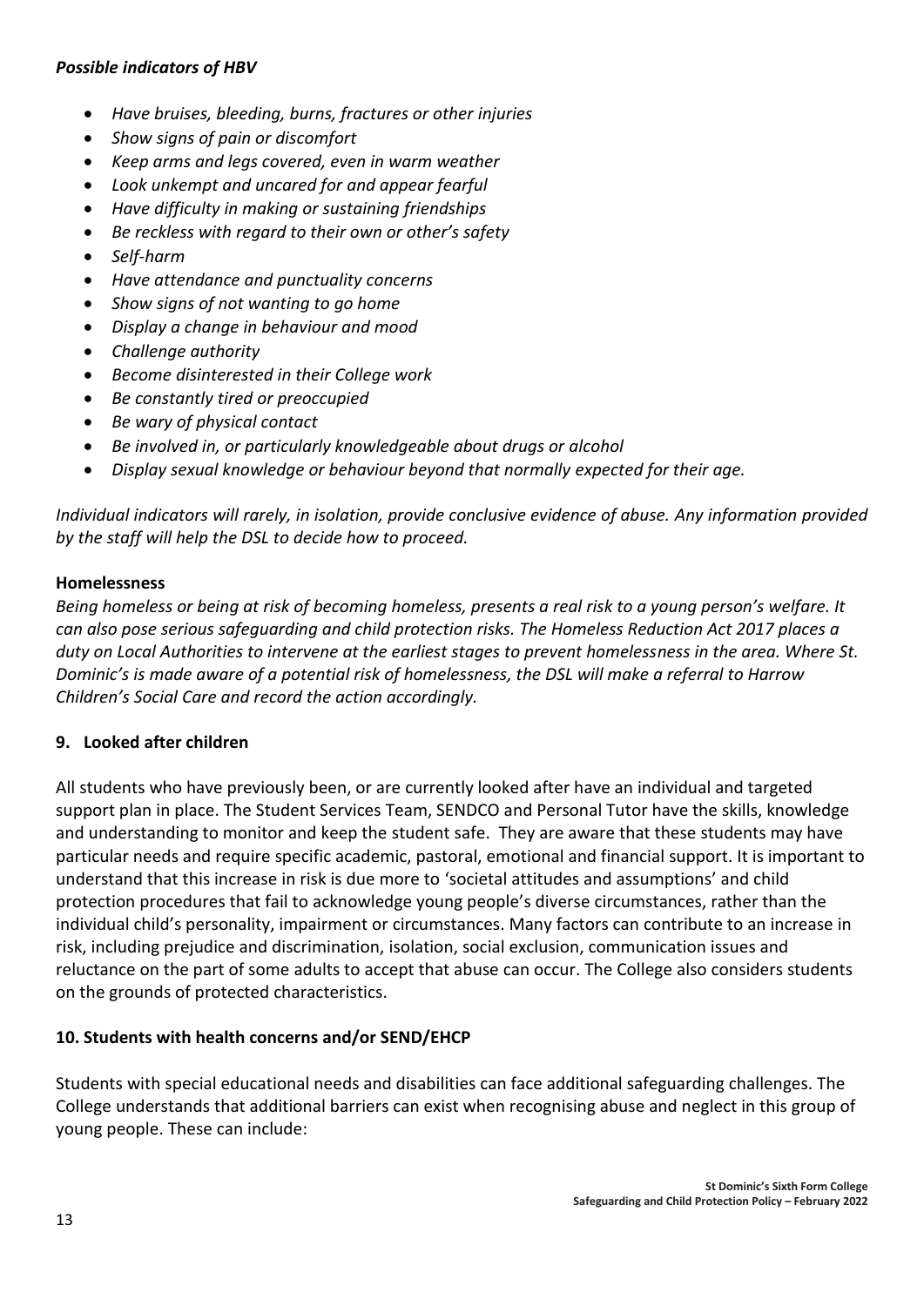***Possible indicators of HBV***

- *Have bruises, bleeding, burns, fractures or other injuries*
- *Show signs of pain or discomfort*
- *Keep arms and legs covered, even in warm weather*
- *Look unkempt and uncared for and appear fearful*
- *Have difficulty in making or sustaining friendships*
- *Be reckless with regard to their own or other's safety*
- *Self-harm*
- *Have attendance and punctuality concerns*
- *Show signs of not wanting to go home*
- *Display a change in behaviour and mood*
- *Challenge authority*
- *Become disinterested in their College work*
- *Be constantly tired or preoccupied*
- *Be wary of physical contact*
- *Be involved in, or particularly knowledgeable about drugs or alcohol*
- *Display sexual knowledge or behaviour beyond that normally expected for their age.*

*Individual indicators will rarely, in isolation, provide conclusive evidence of abuse. Any information provided by the staff will help the DSL to decide how to proceed.*

**Homelessness**

*Being homeless or being at risk of becoming homeless, presents a real risk to a young person's welfare. It can also pose serious safeguarding and child protection risks. The Homeless Reduction Act 2017 places a duty on Local Authorities to intervene at the earliest stages to prevent homelessness in the area. Where St. Dominic's is made aware of a potential risk of homelessness, the DSL will make a referral to Harrow Children's Social Care and record the action accordingly.*

## 9. Looked after children

All students who have previously been, or are currently looked after have an individual and targeted support plan in place. The Student Services Team, SENDCO and Personal Tutor have the skills, knowledge and understanding to monitor and keep the student safe. They are aware that these students may have particular needs and require specific academic, pastoral, emotional and financial support. It is important to understand that this increase in risk is due more to 'societal attitudes and assumptions' and child protection procedures that fail to acknowledge young people's diverse circumstances, rather than the individual child's personality, impairment or circumstances. Many factors can contribute to an increase in risk, including prejudice and discrimination, isolation, social exclusion, communication issues and reluctance on the part of some adults to accept that abuse can occur. The College also considers students on the grounds of protected characteristics.

## 10. Students with health concerns and/or SEND/EHCP

Students with special educational needs and disabilities can face additional safeguarding challenges. The College understands that additional barriers can exist when recognising abuse and neglect in this group of young people. These can include: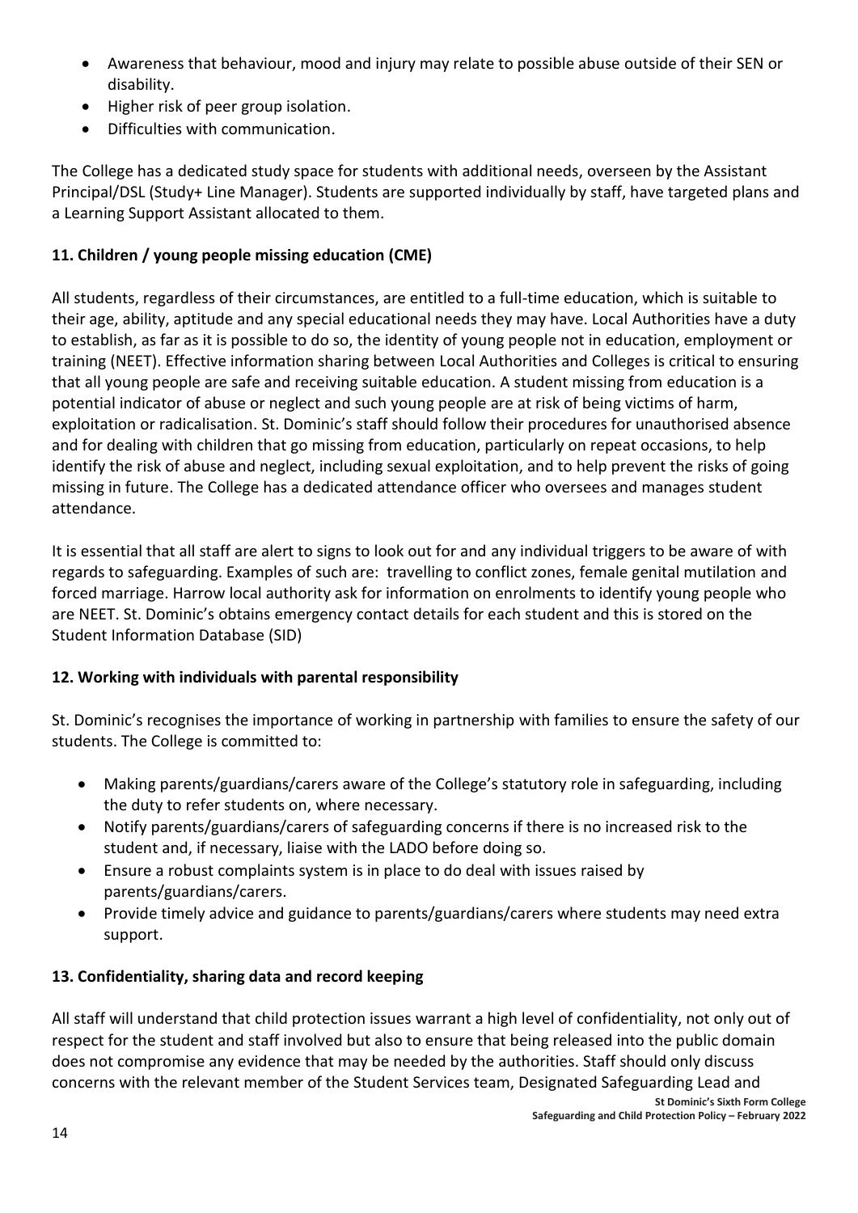- Awareness that behaviour, mood and injury may relate to possible abuse outside of their SEN or disability.
- Higher risk of peer group isolation.
- Difficulties with communication.

The College has a dedicated study space for students with additional needs, overseen by the Assistant Principal/DSL (Study+ Line Manager). Students are supported individually by staff, have targeted plans and a Learning Support Assistant allocated to them.

**11. Children / young people missing education (CME)**

All students, regardless of their circumstances, are entitled to a full-time education, which is suitable to their age, ability, aptitude and any special educational needs they may have. Local Authorities have a duty to establish, as far as it is possible to do so, the identity of young people not in education, employment or training (NEET). Effective information sharing between Local Authorities and Colleges is critical to ensuring that all young people are safe and receiving suitable education. A student missing from education is a potential indicator of abuse or neglect and such young people are at risk of being victims of harm, exploitation or radicalisation. St. Dominic's staff should follow their procedures for unauthorised absence and for dealing with children that go missing from education, particularly on repeat occasions, to help identify the risk of abuse and neglect, including sexual exploitation, and to help prevent the risks of going missing in future. The College has a dedicated attendance officer who oversees and manages student attendance.

It is essential that all staff are alert to signs to look out for and any individual triggers to be aware of with regards to safeguarding. Examples of such are: travelling to conflict zones, female genital mutilation and forced marriage. Harrow local authority ask for information on enrolments to identify young people who are NEET. St. Dominic's obtains emergency contact details for each student and this is stored on the Student Information Database (SID)

**12. Working with individuals with parental responsibility**

St. Dominic's recognises the importance of working in partnership with families to ensure the safety of our students. The College is committed to:

- Making parents/guardians/carers aware of the College's statutory role in safeguarding, including the duty to refer students on, where necessary.
- Notify parents/guardians/carers of safeguarding concerns if there is no increased risk to the student and, if necessary, liaise with the LADO before doing so.
- Ensure a robust complaints system is in place to do deal with issues raised by parents/guardians/carers.
- Provide timely advice and guidance to parents/guardians/carers where students may need extra support.

**13. Confidentiality, sharing data and record keeping**

All staff will understand that child protection issues warrant a high level of confidentiality, not only out of respect for the student and staff involved but also to ensure that being released into the public domain does not compromise any evidence that may be needed by the authorities. Staff should only discuss concerns with the relevant member of the Student Services team, Designated Safeguarding Lead and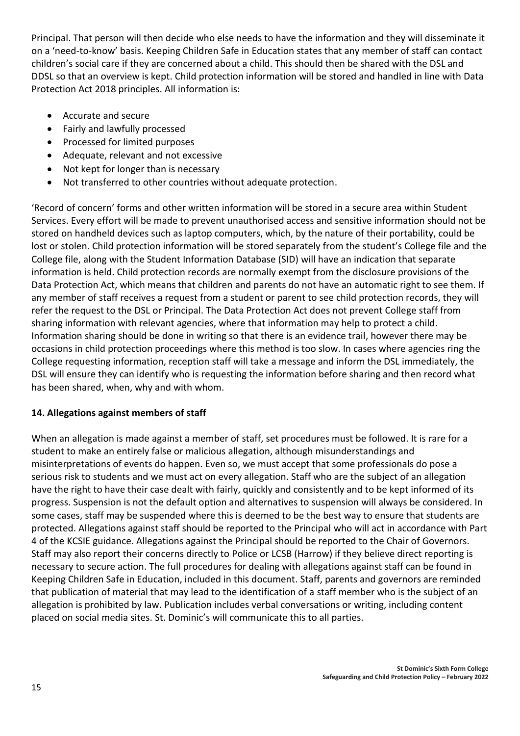Principal. That person will then decide who else needs to have the information and they will disseminate it on a 'need-to-know' basis. Keeping Children Safe in Education states that any member of staff can contact children's social care if they are concerned about a child. This should then be shared with the DSL and DDSL so that an overview is kept. Child protection information will be stored and handled in line with Data Protection Act 2018 principles. All information is:

- Accurate and secure
- Fairly and lawfully processed
- Processed for limited purposes
- Adequate, relevant and not excessive
- Not kept for longer than is necessary
- Not transferred to other countries without adequate protection.

'Record of concern' forms and other written information will be stored in a secure area within Student Services. Every effort will be made to prevent unauthorised access and sensitive information should not be stored on handheld devices such as laptop computers, which, by the nature of their portability, could be lost or stolen. Child protection information will be stored separately from the student's College file and the College file, along with the Student Information Database (SID) will have an indication that separate information is held. Child protection records are normally exempt from the disclosure provisions of the Data Protection Act, which means that children and parents do not have an automatic right to see them. If any member of staff receives a request from a student or parent to see child protection records, they will refer the request to the DSL or Principal. The Data Protection Act does not prevent College staff from sharing information with relevant agencies, where that information may help to protect a child. Information sharing should be done in writing so that there is an evidence trail, however there may be occasions in child protection proceedings where this method is too slow. In cases where agencies ring the College requesting information, reception staff will take a message and inform the DSL immediately, the DSL will ensure they can identify who is requesting the information before sharing and then record what has been shared, when, why and with whom.

**14. Allegations against members of staff**

When an allegation is made against a member of staff, set procedures must be followed. It is rare for a student to make an entirely false or malicious allegation, although misunderstandings and misinterpretations of events do happen. Even so, we must accept that some professionals do pose a serious risk to students and we must act on every allegation. Staff who are the subject of an allegation have the right to have their case dealt with fairly, quickly and consistently and to be kept informed of its progress. Suspension is not the default option and alternatives to suspension will always be considered. In some cases, staff may be suspended where this is deemed to be the best way to ensure that students are protected. Allegations against staff should be reported to the Principal who will act in accordance with Part 4 of the KCSIE guidance. Allegations against the Principal should be reported to the Chair of Governors. Staff may also report their concerns directly to Police or LCSB (Harrow) if they believe direct reporting is necessary to secure action. The full procedures for dealing with allegations against staff can be found in Keeping Children Safe in Education, included in this document. Staff, parents and governors are reminded that publication of material that may lead to the identification of a staff member who is the subject of an allegation is prohibited by law. Publication includes verbal conversations or writing, including content placed on social media sites. St. Dominic's will communicate this to all parties.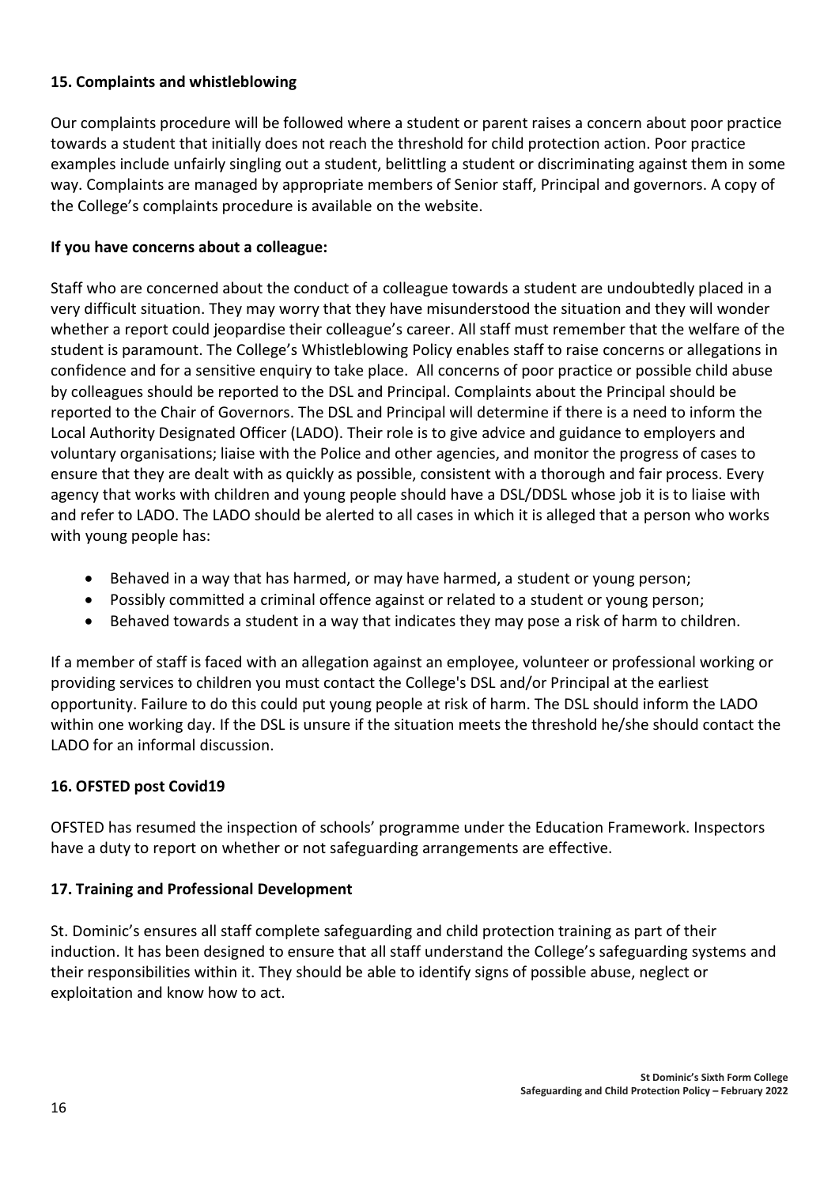## 15. Complaints and whistleblowing

Our complaints procedure will be followed where a student or parent raises a concern about poor practice towards a student that initially does not reach the threshold for child protection action. Poor practice examples include unfairly singling out a student, belittling a student or discriminating against them in some way. Complaints are managed by appropriate members of Senior staff, Principal and governors. A copy of the College's complaints procedure is available on the website.

**If you have concerns about a colleague:**

Staff who are concerned about the conduct of a colleague towards a student are undoubtedly placed in a very difficult situation. They may worry that they have misunderstood the situation and they will wonder whether a report could jeopardise their colleague's career. All staff must remember that the welfare of the student is paramount. The College's Whistleblowing Policy enables staff to raise concerns or allegations in confidence and for a sensitive enquiry to take place. All concerns of poor practice or possible child abuse by colleagues should be reported to the DSL and Principal. Complaints about the Principal should be reported to the Chair of Governors. The DSL and Principal will determine if there is a need to inform the Local Authority Designated Officer (LADO). Their role is to give advice and guidance to employers and voluntary organisations; liaise with the Police and other agencies, and monitor the progress of cases to ensure that they are dealt with as quickly as possible, consistent with a thorough and fair process. Every agency that works with children and young people should have a DSL/DDSL whose job it is to liaise with and refer to LADO. The LADO should be alerted to all cases in which it is alleged that a person who works with young people has:

- Behaved in a way that has harmed, or may have harmed, a student or young person;
- Possibly committed a criminal offence against or related to a student or young person;
- Behaved towards a student in a way that indicates they may pose a risk of harm to children.

If a member of staff is faced with an allegation against an employee, volunteer or professional working or providing services to children you must contact the College's DSL and/or Principal at the earliest opportunity. Failure to do this could put young people at risk of harm. The DSL should inform the LADO within one working day. If the DSL is unsure if the situation meets the threshold he/she should contact the LADO for an informal discussion.

## 16. OFSTED post Covid19

OFSTED has resumed the inspection of schools' programme under the Education Framework. Inspectors have a duty to report on whether or not safeguarding arrangements are effective.

## 17. Training and Professional Development

St. Dominic's ensures all staff complete safeguarding and child protection training as part of their induction. It has been designed to ensure that all staff understand the College's safeguarding systems and their responsibilities within it. They should be able to identify signs of possible abuse, neglect or exploitation and know how to act.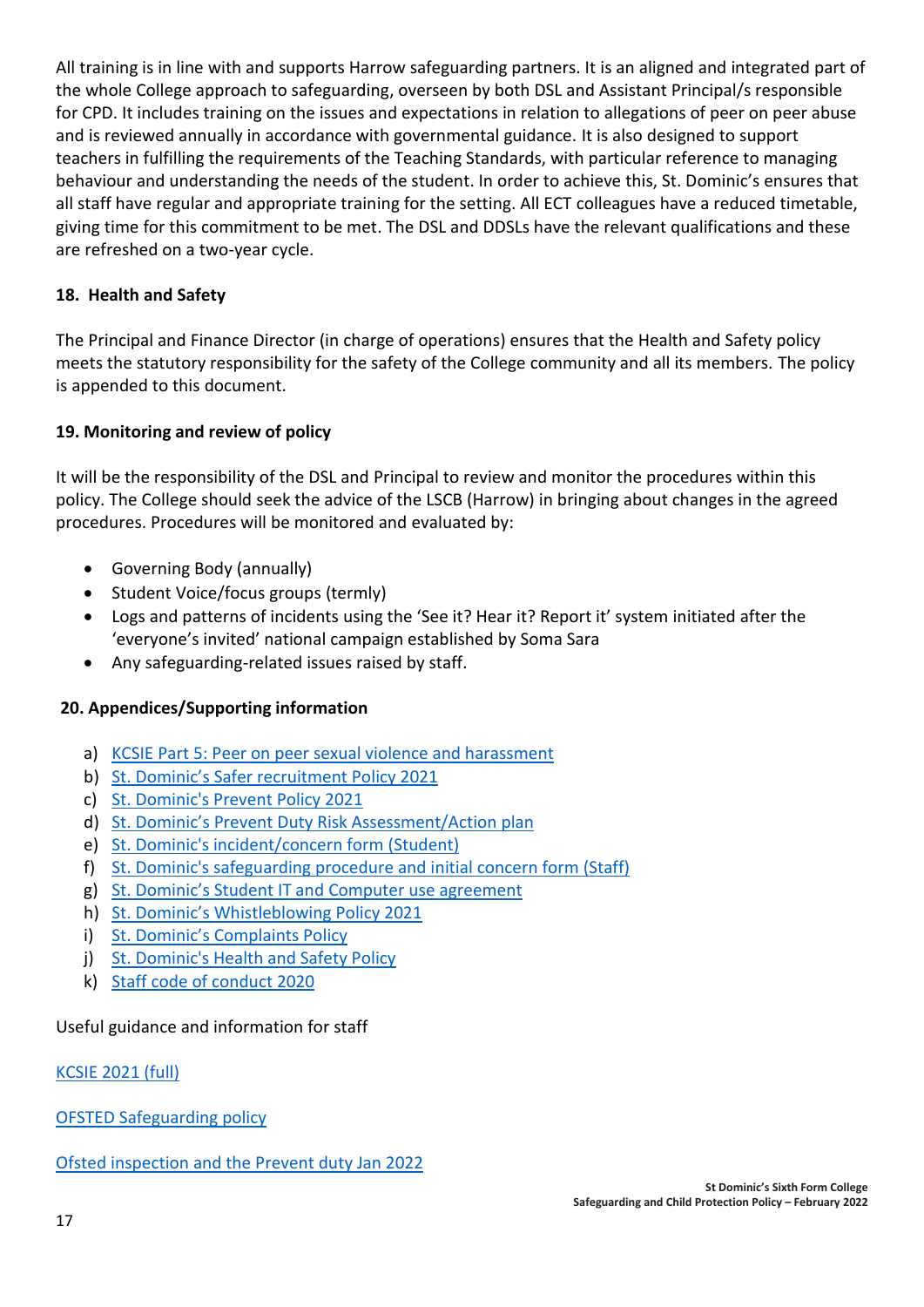All training is in line with and supports Harrow safeguarding partners. It is an aligned and integrated part of the whole College approach to safeguarding, overseen by both DSL and Assistant Principal/s responsible for CPD. It includes training on the issues and expectations in relation to allegations of peer on peer abuse and is reviewed annually in accordance with governmental guidance. It is also designed to support teachers in fulfilling the requirements of the Teaching Standards, with particular reference to managing behaviour and understanding the needs of the student. In order to achieve this, St. Dominic's ensures that all staff have regular and appropriate training for the setting. All ECT colleagues have a reduced timetable, giving time for this commitment to be met. The DSL and DDSLs have the relevant qualifications and these are refreshed on a two-year cycle.

## 18. Health and Safety

The Principal and Finance Director (in charge of operations) ensures that the Health and Safety policy meets the statutory responsibility for the safety of the College community and all its members. The policy is appended to this document.

## 19. Monitoring and review of policy

It will be the responsibility of the DSL and Principal to review and monitor the procedures within this policy. The College should seek the advice of the LSCB (Harrow) in bringing about changes in the agreed procedures. Procedures will be monitored and evaluated by:

- Governing Body (annually)
- Student Voice/focus groups (termly)
- Logs and patterns of incidents using the 'See it? Hear it? Report it' system initiated after the 'everyone's invited' national campaign established by Soma Sara
- Any safeguarding-related issues raised by staff.

## 20. Appendices/Supporting information

a) KCSIE Part 5: Peer on peer sexual violence and harassment
b) St. Dominic's Safer recruitment Policy 2021
c) St. Dominic's Prevent Policy 2021
d) St. Dominic's Prevent Duty Risk Assessment/Action plan
e) St. Dominic's incident/concern form (Student)
f) St. Dominic's safeguarding procedure and initial concern form (Staff)
g) St. Dominic's Student IT and Computer use agreement
h) St. Dominic's Whistleblowing Policy 2021
i) St. Dominic's Complaints Policy
j) St. Dominic's Health and Safety Policy
k) Staff code of conduct 2020

Useful guidance and information for staff

KCSIE 2021 (full)

OFSTED Safeguarding policy

Ofsted inspection and the Prevent duty Jan 2022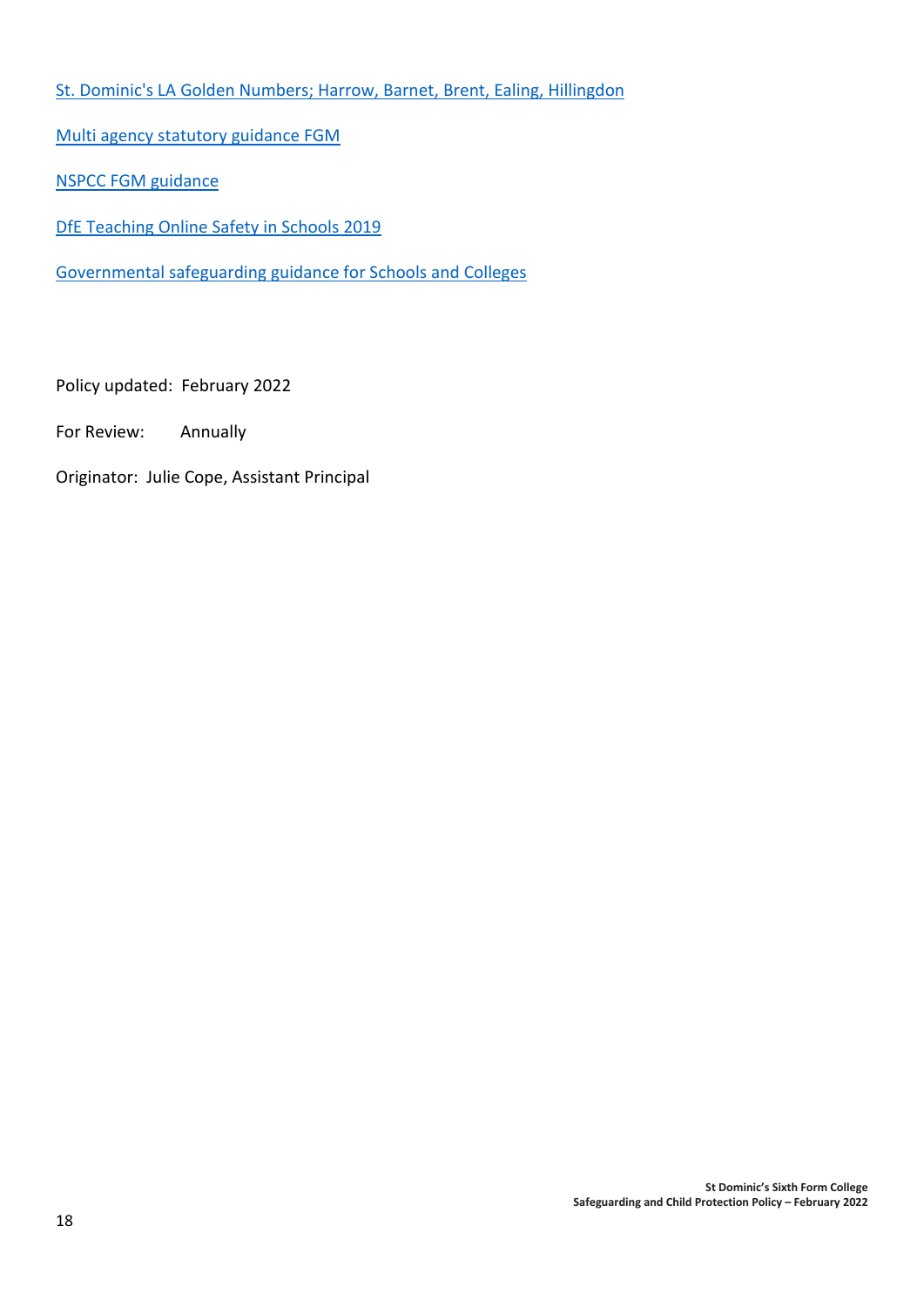St. Dominic's LA Golden Numbers; Harrow, Barnet, Brent, Ealing, Hillingdon

Multi agency statutory guidance FGM

NSPCC FGM guidance

DfE Teaching Online Safety in Schools 2019

Governmental safeguarding guidance for Schools and Colleges

Policy updated: February 2022

For Review: Annually

Originator: Julie Cope, Assistant Principal